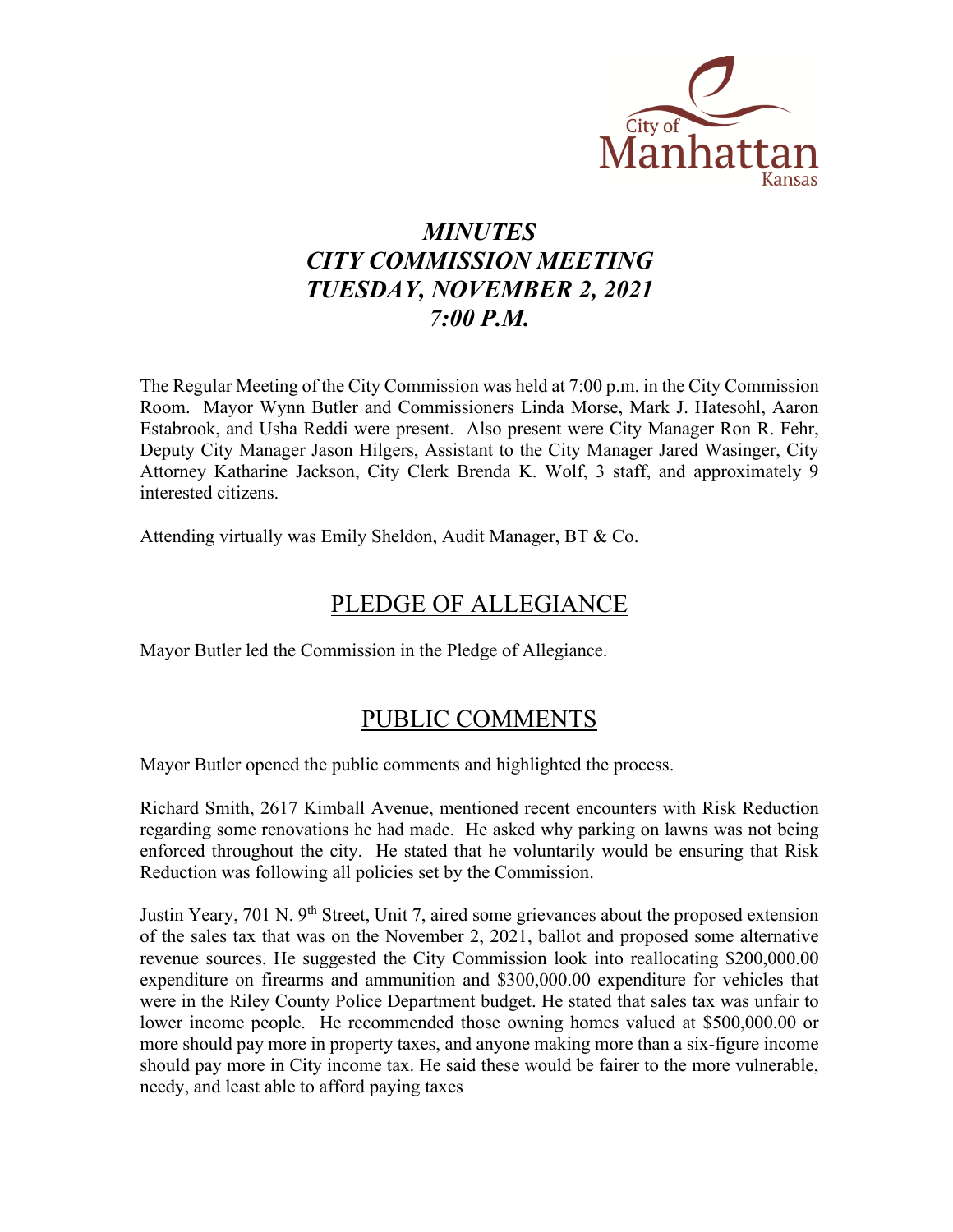City of Manhattan Kansas

# *MINUTES*
# *CITY COMMISSION MEETING*
# *TUESDAY, NOVEMBER 2, 2021*
# *7:00 P.M.*

The Regular Meeting of the City Commission was held at 7:00 p.m. in the City Commission Room. Mayor Wynn Butler and Commissioners Linda Morse, Mark J. Hatesohl, Aaron Estabrook, and Usha Reddi were present. Also present were City Manager Ron R. Fehr, Deputy City Manager Jason Hilgers, Assistant to the City Manager Jared Wasinger, City Attorney Katharine Jackson, City Clerk Brenda K. Wolf, 3 staff, and approximately 9 interested citizens.

Attending virtually was Emily Sheldon, Audit Manager, BT & Co.

## PLEDGE OF ALLEGIANCE

Mayor Butler led the Commission in the Pledge of Allegiance.

## PUBLIC COMMENTS

Mayor Butler opened the public comments and highlighted the process.

Richard Smith, 2617 Kimball Avenue, mentioned recent encounters with Risk Reduction regarding some renovations he had made. He asked why parking on lawns was not being enforced throughout the city. He stated that he voluntarily would be ensuring that Risk Reduction was following all policies set by the Commission.

Justin Yeary, 701 N. 9th Street, Unit 7, aired some grievances about the proposed extension of the sales tax that was on the November 2, 2021, ballot and proposed some alternative revenue sources. He suggested the City Commission look into reallocating $200,000.00 expenditure on firearms and ammunition and $300,000.00 expenditure for vehicles that were in the Riley County Police Department budget. He stated that sales tax was unfair to lower income people. He recommended those owning homes valued at $500,000.00 or more should pay more in property taxes, and anyone making more than a six-figure income should pay more in City income tax. He said these would be fairer to the more vulnerable, needy, and least able to afford paying taxes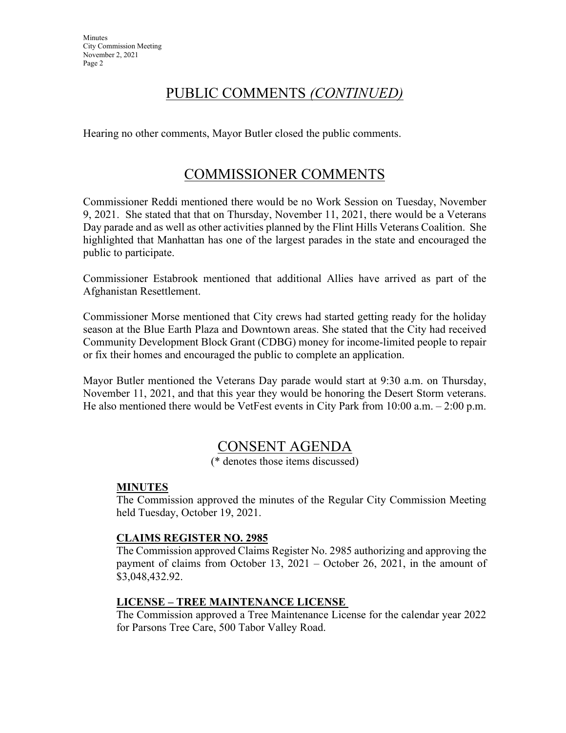## PUBLIC COMMENTS *(CONTINUED)*

Hearing no other comments, Mayor Butler closed the public comments.

## COMMISSIONER COMMENTS

Commissioner Reddi mentioned there would be no Work Session on Tuesday, November 9, 2021. She stated that that on Thursday, November 11, 2021, there would be a Veterans Day parade and as well as other activities planned by the Flint Hills Veterans Coalition. She highlighted that Manhattan has one of the largest parades in the state and encouraged the public to participate.

Commissioner Estabrook mentioned that additional Allies have arrived as part of the Afghanistan Resettlement.

Commissioner Morse mentioned that City crews had started getting ready for the holiday season at the Blue Earth Plaza and Downtown areas. She stated that the City had received Community Development Block Grant (CDBG) money for income-limited people to repair or fix their homes and encouraged the public to complete an application.

Mayor Butler mentioned the Veterans Day parade would start at 9:30 a.m. on Thursday, November 11, 2021, and that this year they would be honoring the Desert Storm veterans. He also mentioned there would be VetFest events in City Park from 10:00 a.m. – 2:00 p.m.

## CONSENT AGENDA

(* denotes those items discussed)

**MINUTES**

The Commission approved the minutes of the Regular City Commission Meeting held Tuesday, October 19, 2021.

**CLAIMS REGISTER NO. 2985**

The Commission approved Claims Register No. 2985 authorizing and approving the payment of claims from October 13, 2021 – October 26, 2021, in the amount of $3,048,432.92.

**LICENSE – TREE MAINTENANCE LICENSE**

The Commission approved a Tree Maintenance License for the calendar year 2022 for Parsons Tree Care, 500 Tabor Valley Road.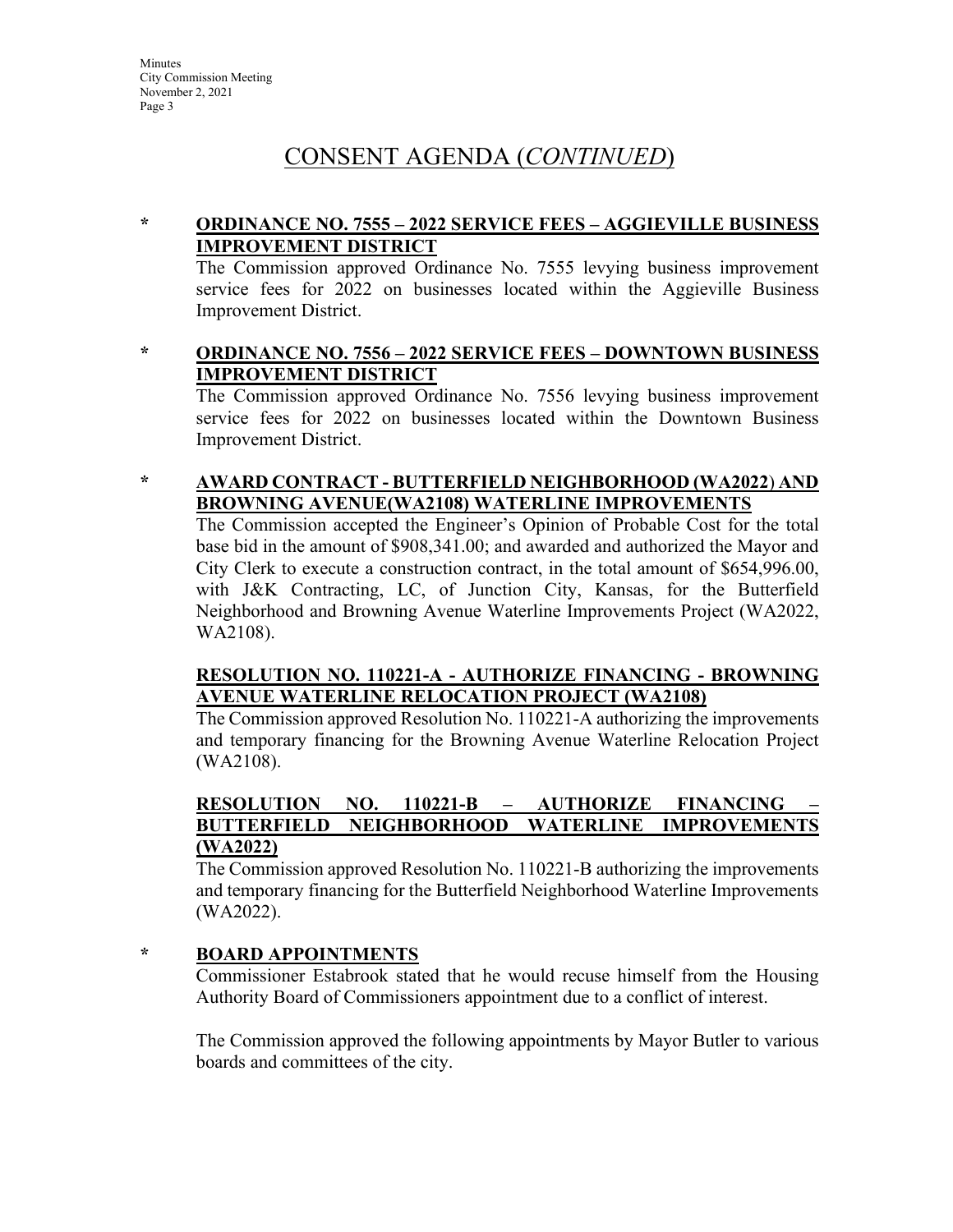# CONSENT AGENDA (*CONTINUED*)

\* **ORDINANCE NO. 7555 – 2022 SERVICE FEES – AGGIEVILLE BUSINESS IMPROVEMENT DISTRICT**

The Commission approved Ordinance No. 7555 levying business improvement service fees for 2022 on businesses located within the Aggieville Business Improvement District.

\* **ORDINANCE NO. 7556 – 2022 SERVICE FEES – DOWNTOWN BUSINESS IMPROVEMENT DISTRICT**

The Commission approved Ordinance No. 7556 levying business improvement service fees for 2022 on businesses located within the Downtown Business Improvement District.

\* **AWARD CONTRACT - BUTTERFIELD NEIGHBORHOOD (WA2022) AND BROWNING AVENUE(WA2108) WATERLINE IMPROVEMENTS**

The Commission accepted the Engineer's Opinion of Probable Cost for the total base bid in the amount of $908,341.00; and awarded and authorized the Mayor and City Clerk to execute a construction contract, in the total amount of $654,996.00, with J&K Contracting, LC, of Junction City, Kansas, for the Butterfield Neighborhood and Browning Avenue Waterline Improvements Project (WA2022, WA2108).

**RESOLUTION NO. 110221-A - AUTHORIZE FINANCING - BROWNING AVENUE WATERLINE RELOCATION PROJECT (WA2108)**

The Commission approved Resolution No. 110221-A authorizing the improvements and temporary financing for the Browning Avenue Waterline Relocation Project (WA2108).

**RESOLUTION NO. 110221-B – AUTHORIZE FINANCING – BUTTERFIELD NEIGHBORHOOD WATERLINE IMPROVEMENTS (WA2022)**

The Commission approved Resolution No. 110221-B authorizing the improvements and temporary financing for the Butterfield Neighborhood Waterline Improvements (WA2022).

\* **BOARD APPOINTMENTS**

Commissioner Estabrook stated that he would recuse himself from the Housing Authority Board of Commissioners appointment due to a conflict of interest.

The Commission approved the following appointments by Mayor Butler to various boards and committees of the city.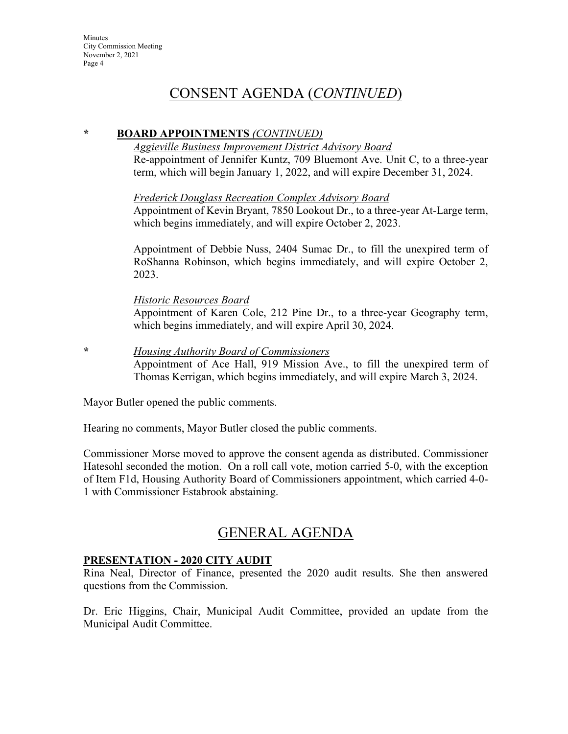# CONSENT AGENDA (*CONTINUED*)

**\*** **BOARD APPOINTMENTS** *(CONTINUED)*

*Aggieville Business Improvement District Advisory Board*

Re-appointment of Jennifer Kuntz, 709 Bluemont Ave. Unit C, to a three-year term, which will begin January 1, 2022, and will expire December 31, 2024.

*Frederick Douglass Recreation Complex Advisory Board*

Appointment of Kevin Bryant, 7850 Lookout Dr., to a three-year At-Large term, which begins immediately, and will expire October 2, 2023.

Appointment of Debbie Nuss, 2404 Sumac Dr., to fill the unexpired term of RoShanna Robinson, which begins immediately, and will expire October 2, 2023.

*Historic Resources Board*

Appointment of Karen Cole, 212 Pine Dr., to a three-year Geography term, which begins immediately, and will expire April 30, 2024.

**\*** *Housing Authority Board of Commissioners*

Appointment of Ace Hall, 919 Mission Ave., to fill the unexpired term of Thomas Kerrigan, which begins immediately, and will expire March 3, 2024.

Mayor Butler opened the public comments.

Hearing no comments, Mayor Butler closed the public comments.

Commissioner Morse moved to approve the consent agenda as distributed. Commissioner Hatesohl seconded the motion. On a roll call vote, motion carried 5-0, with the exception of Item F1d, Housing Authority Board of Commissioners appointment, which carried 4-0-1 with Commissioner Estabrook abstaining.

# GENERAL AGENDA

**PRESENTATION - 2020 CITY AUDIT**

Rina Neal, Director of Finance, presented the 2020 audit results. She then answered questions from the Commission.

Dr. Eric Higgins, Chair, Municipal Audit Committee, provided an update from the Municipal Audit Committee.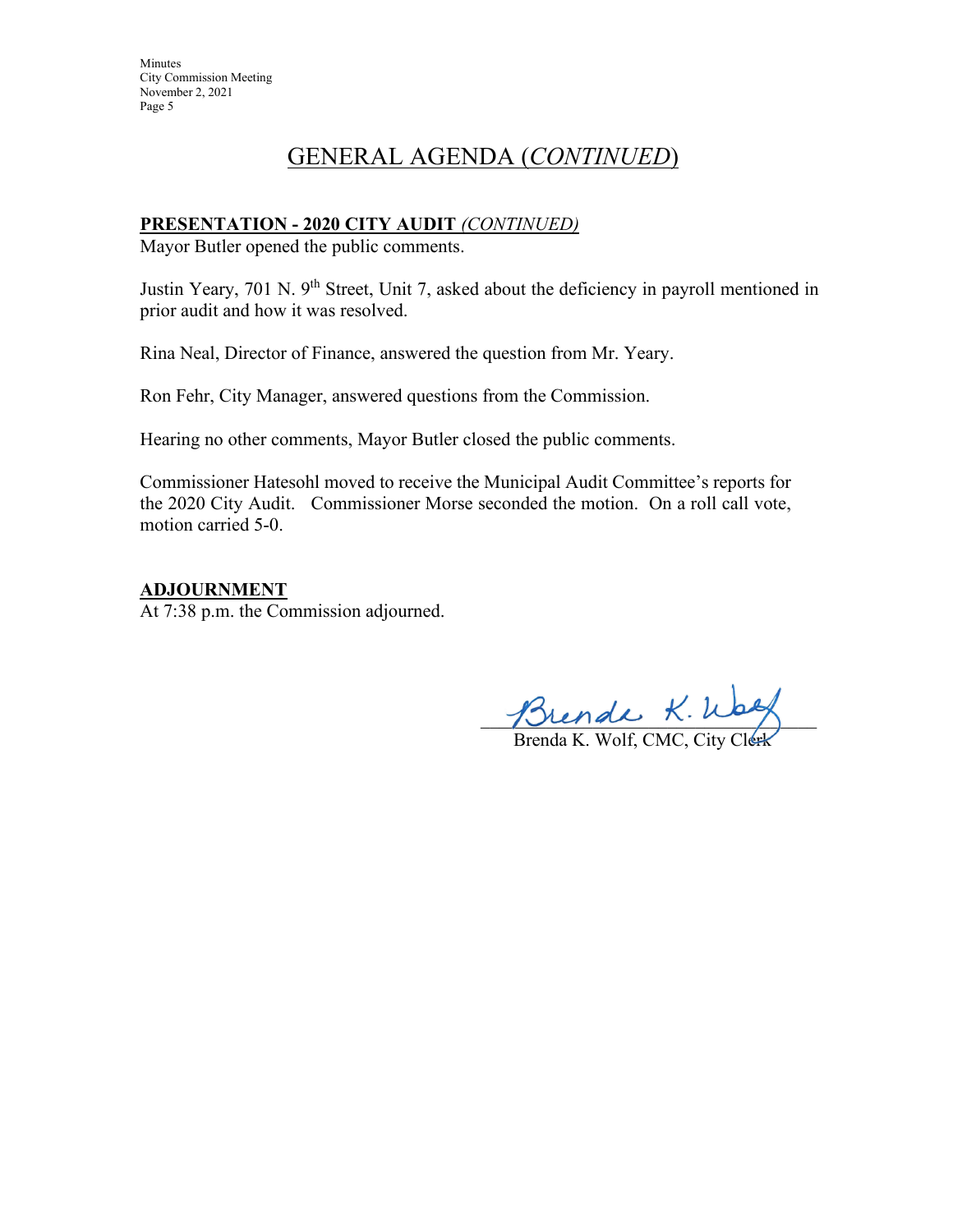## GENERAL AGENDA (*CONTINUED*)

**PRESENTATION - 2020 CITY AUDIT** *(CONTINUED)*

Mayor Butler opened the public comments.

Justin Yeary, 701 N. 9th Street, Unit 7, asked about the deficiency in payroll mentioned in prior audit and how it was resolved.

Rina Neal, Director of Finance, answered the question from Mr. Yeary.

Ron Fehr, City Manager, answered questions from the Commission.

Hearing no other comments, Mayor Butler closed the public comments.

Commissioner Hatesohl moved to receive the Municipal Audit Committee's reports for the 2020 City Audit. Commissioner Morse seconded the motion. On a roll call vote, motion carried 5-0.

**ADJOURNMENT**

At 7:38 p.m. the Commission adjourned.

Brenda K. Wolf

Brenda K. Wolf, CMC, City Clerk